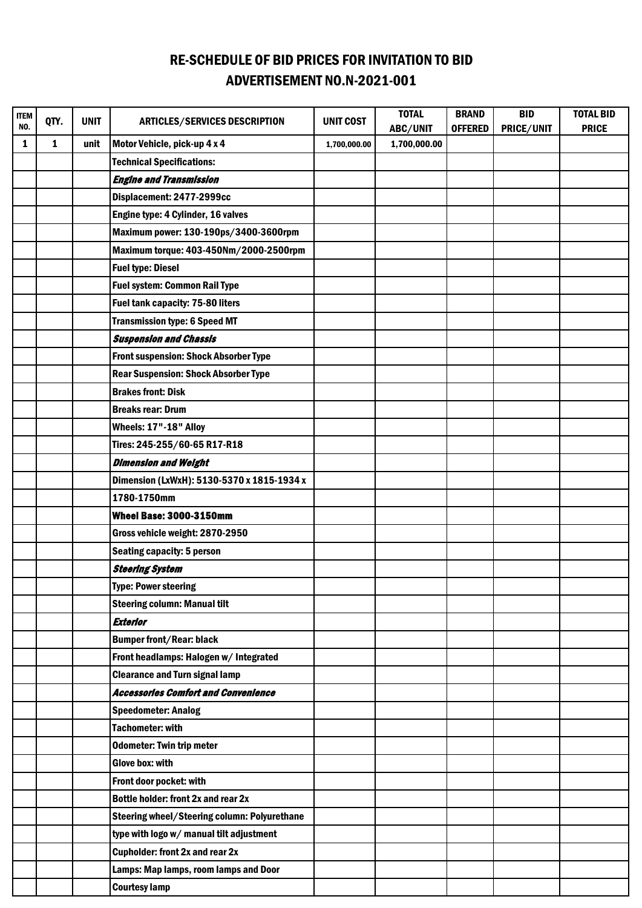# RE-SCHEDULE OF BID PRICES FOR INVITATION TO BID
## ADVERTISEMENT NO.N-2021-001

| ITEM NO. | QTY. | UNIT | ARTICLES/SERVICES DESCRIPTION | UNIT COST | TOTAL ABC/UNIT | BRAND OFFERED | BID PRICE/UNIT | TOTAL BID PRICE |
|---|---|---|---|---|---|---|---|---|
| 1 | 1 | unit | Motor Vehicle, pick-up 4 x 4 | 1,700,000.00 | 1,700,000.00 | | | |
| | | | Technical Specifications: | | | | | |
| | | | *Engine and Transmission* | | | | | |
| | | | Displacement: 2477-2999cc | | | | | |
| | | | Engine type: 4 Cylinder, 16 valves | | | | | |
| | | | Maximum power: 130-190ps/3400-3600rpm | | | | | |
| | | | Maximum torque: 403-450Nm/2000-2500rpm | | | | | |
| | | | Fuel type: Diesel | | | | | |
| | | | Fuel system: Common Rail Type | | | | | |
| | | | Fuel tank capacity: 75-80 liters | | | | | |
| | | | Transmission type: 6 Speed MT | | | | | |
| | | | *Suspension and Chassis* | | | | | |
| | | | Front suspension: Shock Absorber Type | | | | | |
| | | | Rear Suspension: Shock Absorber Type | | | | | |
| | | | Brakes front: Disk | | | | | |
| | | | Breaks rear: Drum | | | | | |
| | | | Wheels: 17"-18" Alloy | | | | | |
| | | | Tires: 245-255/60-65 R17-R18 | | | | | |
| | | | *Dimension and Weight* | | | | | |
| | | | Dimension (LxWxH): 5130-5370 x 1815-1934 x | | | | | |
| | | | 1780-1750mm | | | | | |
| | | | Wheel Base: 3000-3150mm | | | | | |
| | | | Gross vehicle weight: 2870-2950 | | | | | |
| | | | Seating capacity: 5 person | | | | | |
| | | | *Steering System* | | | | | |
| | | | Type: Power steering | | | | | |
| | | | Steering column: Manual tilt | | | | | |
| | | | *Exterior* | | | | | |
| | | | Bumper front/Rear: black | | | | | |
| | | | Front headlamps: Halogen w/ Integrated | | | | | |
| | | | Clearance and Turn signal lamp | | | | | |
| | | | *Accessories Comfort and Convenience* | | | | | |
| | | | Speedometer: Analog | | | | | |
| | | | Tachometer: with | | | | | |
| | | | Odometer: Twin trip meter | | | | | |
| | | | Glove box: with | | | | | |
| | | | Front door pocket: with | | | | | |
| | | | Bottle holder: front 2x and rear 2x | | | | | |
| | | | Steering wheel/Steering column: Polyurethane | | | | | |
| | | | type with logo w/ manual tilt adjustment | | | | | |
| | | | Cupholder: front 2x and rear 2x | | | | | |
| | | | Lamps: Map lamps, room lamps and Door | | | | | |
| | | | Courtesy lamp | | | | | |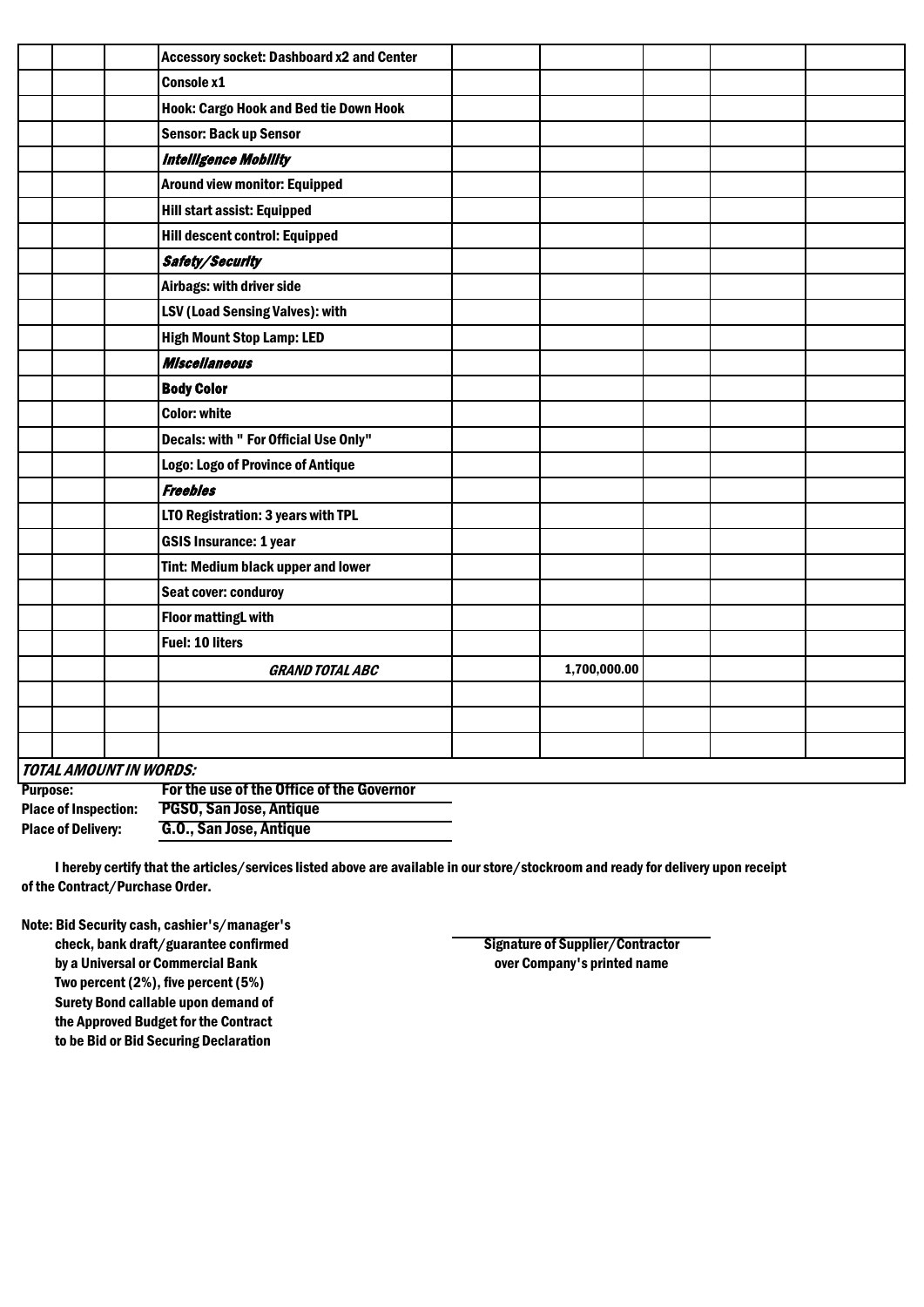| | | | | | | | | |
|---|---|---|---|---|---|---|---|---|
| | | | **Accessory socket: Dashboard x2 and Center** | | | | | |
| | | | **Console x1** | | | | | |
| | | | **Hook: Cargo Hook and Bed tie Down Hook** | | | | | |
| | | | **Sensor: Back up Sensor** | | | | | |
| | | | ***Intelligence Mobility*** | | | | | |
| | | | **Around view monitor: Equipped** | | | | | |
| | | | **Hill start assist: Equipped** | | | | | |
| | | | **Hill descent control: Equipped** | | | | | |
| | | | ***Safety/Security*** | | | | | |
| | | | **Airbags: with driver side** | | | | | |
| | | | **LSV (Load Sensing Valves): with** | | | | | |
| | | | **High Mount Stop Lamp: LED** | | | | | |
| | | | ***Miscellaneous*** | | | | | |
| | | | **Body Color** | | | | | |
| | | | **Color: white** | | | | | |
| | | | **Decals: with " For Official Use Only"** | | | | | |
| | | | **Logo: Logo of Province of Antique** | | | | | |
| | | | ***Freebies*** | | | | | |
| | | | **LTO Registration: 3 years with TPL** | | | | | |
| | | | **GSIS Insurance: 1 year** | | | | | |
| | | | **Tint: Medium black upper and lower** | | | | | |
| | | | **Seat cover: conduroy** | | | | | |
| | | | **Floor mattingL with** | | | | | |
| | | | **Fuel: 10 liters** | | | | | |
| | | | ***GRAND TOTAL ABC*** | | **1,700,000.00** | | | |
| | | | | | | | | |
| | | | | | | | | |
| | | | | | | | | |
| ***TOTAL AMOUNT IN WORDS:*** | | | | | | | | |

**Purpose:** For the use of the Office of the Governor

**Place of Inspection:** PGSO, San Jose, Antique

**Place of Delivery:** G.O., San Jose, Antique

I hereby certify that the articles/services listed above are available in our store/stockroom and ready for delivery upon receipt of the Contract/Purchase Order.

Note: Bid Security cash, cashier's/manager's check, bank draft/guarantee confirmed by a Universal or Commercial Bank Two percent (2%), five percent (5%) Surety Bond callable upon demand of the Approved Budget for the Contract to be Bid or Bid Securing Declaration

Signature of Supplier/Contractor
over Company's printed name